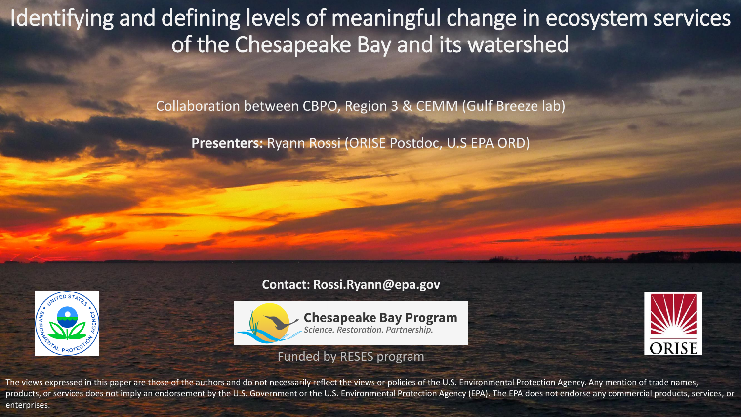# Identifying and defining levels of meaningful change in ecosystem services of the Chesapeake Bay and its watershed

Collaboration between CBPO, Region 3 & CEMM (Gulf Breeze lab)

**Presenters:** Ryann Rossi (ORISE Postdoc, U.S EPA ORD)

**Contact: Rossi.Ryann@epa.gov**

Chesapeake Bay Program

*Science. Restoration. Partnership.*

Funded by RESES program

The views expressed in this paper are those of the authors and do not necessarily reflect the views or policies of the U.S. Environmental Protection Agency. Any mention of trade names, products, or services does not imply an endorsement by the U.S. Government or the U.S. Environmental Protection Agency (EPA). The EPA does not endorse any commercial products, services, or enterprises.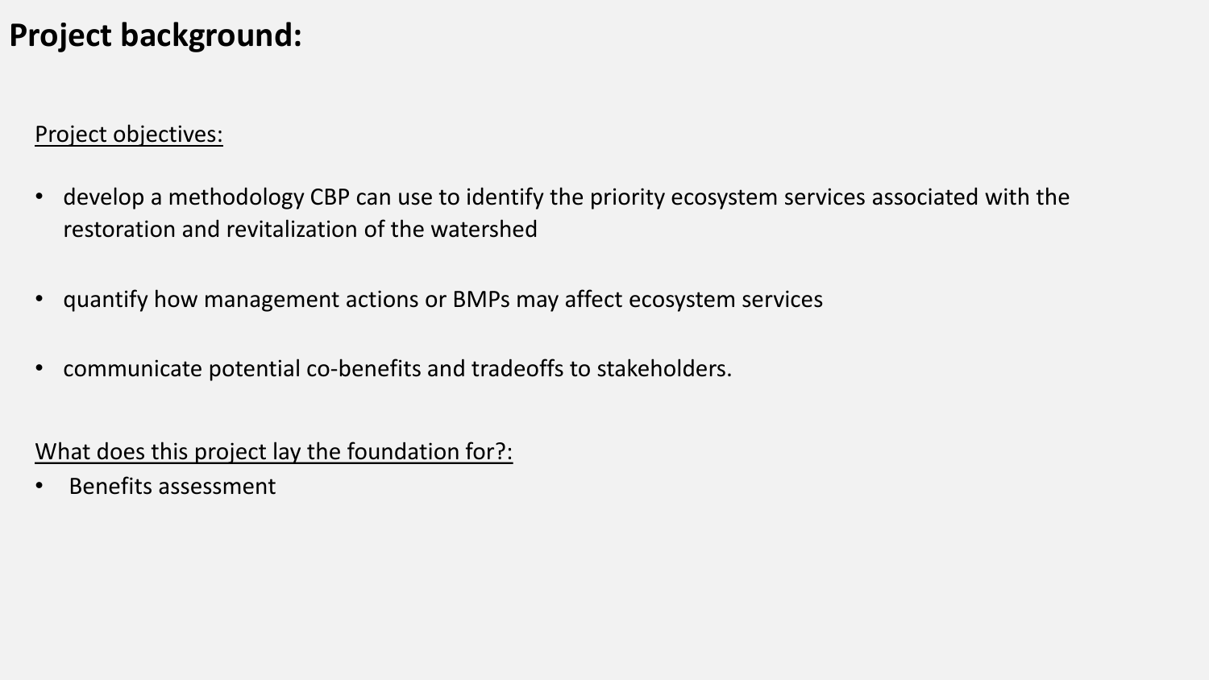# Project background:

Project objectives:

- develop a methodology CBP can use to identify the priority ecosystem services associated with the restoration and revitalization of the watershed
- quantify how management actions or BMPs may affect ecosystem services
- communicate potential co-benefits and tradeoffs to stakeholders.

What does this project lay the foundation for?:

- Benefits assessment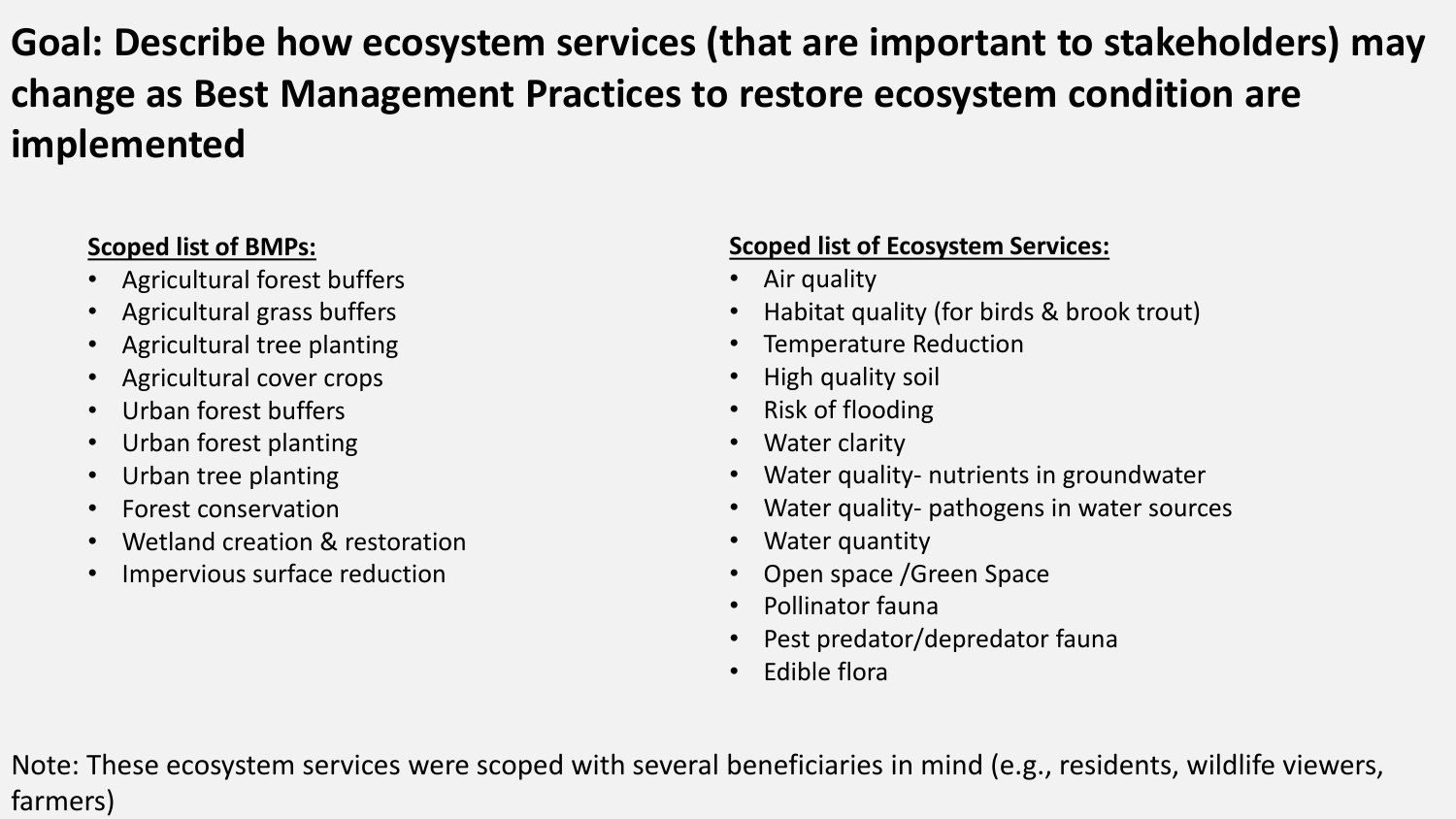# Goal: Describe how ecosystem services (that are important to stakeholders) may change as Best Management Practices to restore ecosystem condition are implemented

**Scoped list of BMPs:**

- Agricultural forest buffers
- Agricultural grass buffers
- Agricultural tree planting
- Agricultural cover crops
- Urban forest buffers
- Urban forest planting
- Urban tree planting
- Forest conservation
- Wetland creation & restoration
- Impervious surface reduction

**Scoped list of Ecosystem Services:**

- Air quality
- Habitat quality (for birds & brook trout)
- Temperature Reduction
- High quality soil
- Risk of flooding
- Water clarity
- Water quality- nutrients in groundwater
- Water quality- pathogens in water sources
- Water quantity
- Open space /Green Space
- Pollinator fauna
- Pest predator/depredator fauna
- Edible flora

Note: These ecosystem services were scoped with several beneficiaries in mind (e.g., residents, wildlife viewers, farmers)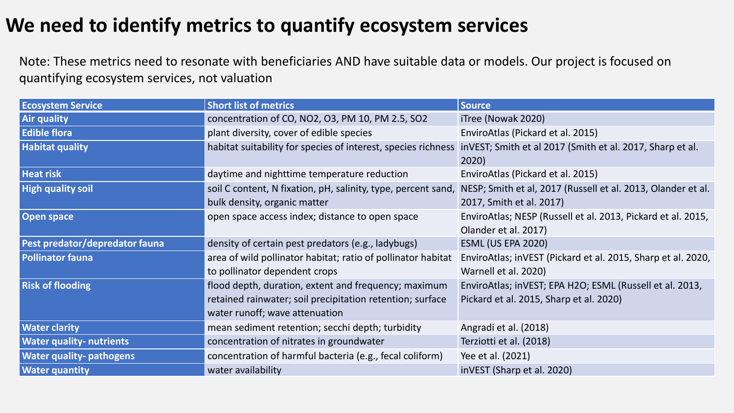# We need to identify metrics to quantify ecosystem services

Note: These metrics need to resonate with beneficiaries AND have suitable data or models. Our project is focused on quantifying ecosystem services, not valuation

| Ecosystem Service | Short list of metrics | Source |
|---|---|---|
| Air quality | concentration of CO, NO2, O3, PM 10, PM 2.5, SO2 | iTree (Nowak 2020) |
| Edible flora | plant diversity, cover of edible species | EnviroAtlas (Pickard et al. 2015) |
| Habitat quality | habitat suitability for species of interest, species richness | inVEST; Smith et al 2017 (Smith et al. 2017, Sharp et al. 2020) |
| Heat risk | daytime and nighttime temperature reduction | EnviroAtlas (Pickard et al. 2015) |
| High quality soil | soil C content, N fixation, pH, salinity, type, percent sand, bulk density, organic matter | NESP; Smith et al, 2017 (Russell et al. 2013, Olander et al. 2017, Smith et al. 2017) |
| Open space | open space access index; distance to open space | EnviroAtlas; NESP (Russell et al. 2013, Pickard et al. 2015, Olander et al. 2017) |
| Pest predator/depredator fauna | density of certain pest predators (e.g., ladybugs) | ESML (US EPA 2020) |
| Pollinator fauna | area of wild pollinator habitat; ratio of pollinator habitat to pollinator dependent crops | EnviroAtlas; inVEST (Pickard et al. 2015, Sharp et al. 2020, Warnell et al. 2020) |
| Risk of flooding | flood depth, duration, extent and frequency; maximum retained rainwater; soil precipitation retention; surface water runoff; wave attenuation | EnviroAtlas; inVEST; EPA H2O; ESML (Russell et al. 2013, Pickard et al. 2015, Sharp et al. 2020) |
| Water clarity | mean sediment retention; secchi depth; turbidity | Angradi et al. (2018) |
| Water quality- nutrients | concentration of nitrates in groundwater | Terziotti et al. (2018) |
| Water quality- pathogens | concentration of harmful bacteria (e.g., fecal coliform) | Yee et al. (2021) |
| Water quantity | water availability | inVEST (Sharp et al. 2020) |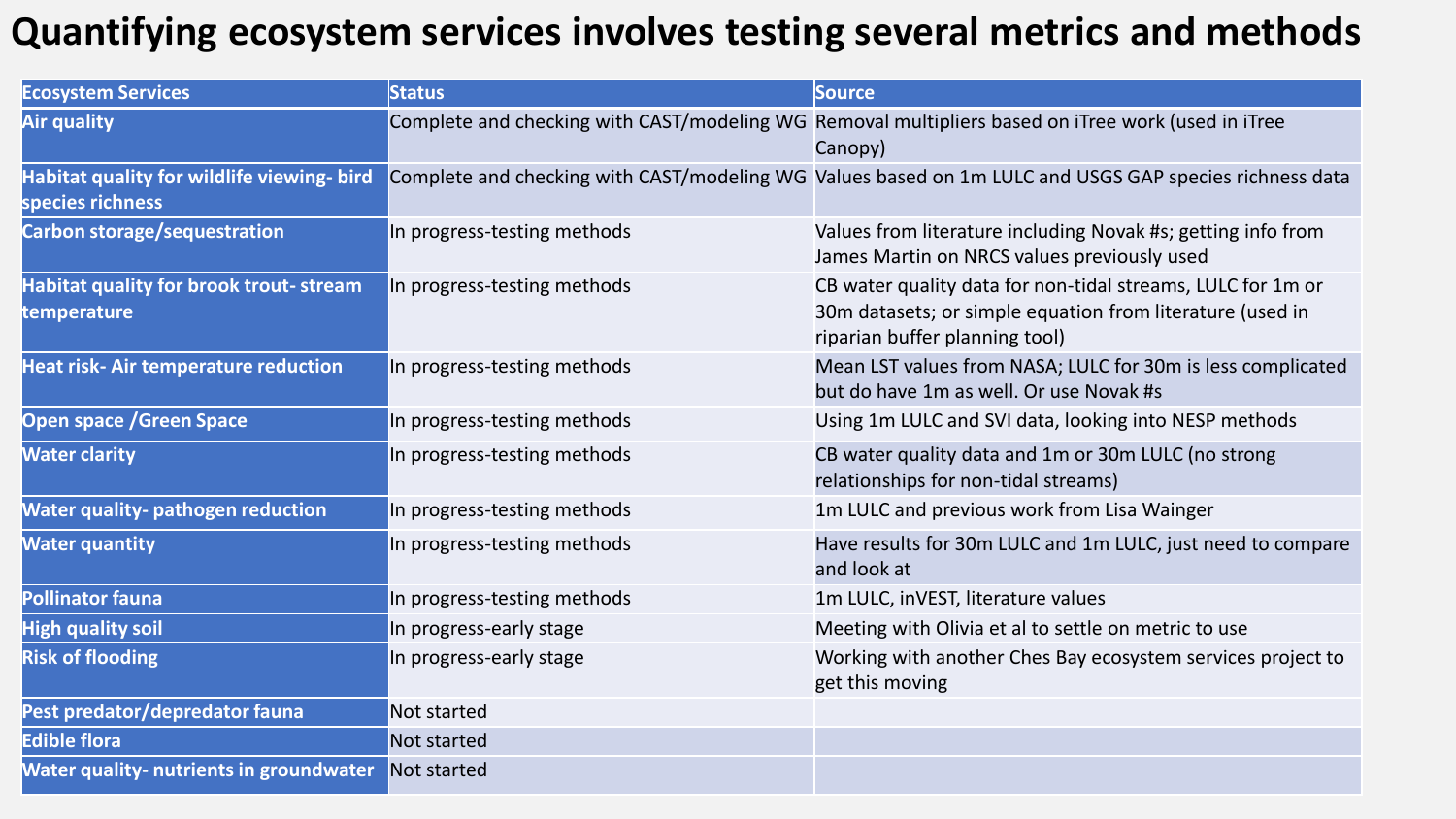# Quantifying ecosystem services involves testing several metrics and methods

| Ecosystem Services | Status | Source |
| --- | --- | --- |
| Air quality | Complete and checking with CAST/modeling WG | Removal multipliers based on iTree work (used in iTree Canopy) |
| Habitat quality for wildlife viewing- bird species richness | Complete and checking with CAST/modeling WG | Values based on 1m LULC and USGS GAP species richness data |
| Carbon storage/sequestration | In progress-testing methods | Values from literature including Novak #s; getting info from James Martin on NRCS values previously used |
| Habitat quality for brook trout- stream temperature | In progress-testing methods | CB water quality data for non-tidal streams, LULC for 1m or 30m datasets; or simple equation from literature (used in riparian buffer planning tool) |
| Heat risk- Air temperature reduction | In progress-testing methods | Mean LST values from NASA; LULC for 30m is less complicated but do have 1m as well. Or use Novak #s |
| Open space /Green Space | In progress-testing methods | Using 1m LULC and SVI data, looking into NESP methods |
| Water clarity | In progress-testing methods | CB water quality data and 1m or 30m LULC (no strong relationships for non-tidal streams) |
| Water quality- pathogen reduction | In progress-testing methods | 1m LULC and previous work from Lisa Wainger |
| Water quantity | In progress-testing methods | Have results for 30m LULC and 1m LULC, just need to compare and look at |
| Pollinator fauna | In progress-testing methods | 1m LULC, inVEST, literature values |
| High quality soil | In progress-early stage | Meeting with Olivia et al to settle on metric to use |
| Risk of flooding | In progress-early stage | Working with another Ches Bay ecosystem services project to get this moving |
| Pest predator/depredator fauna | Not started | |
| Edible flora | Not started | |
| Water quality- nutrients in groundwater | Not started | |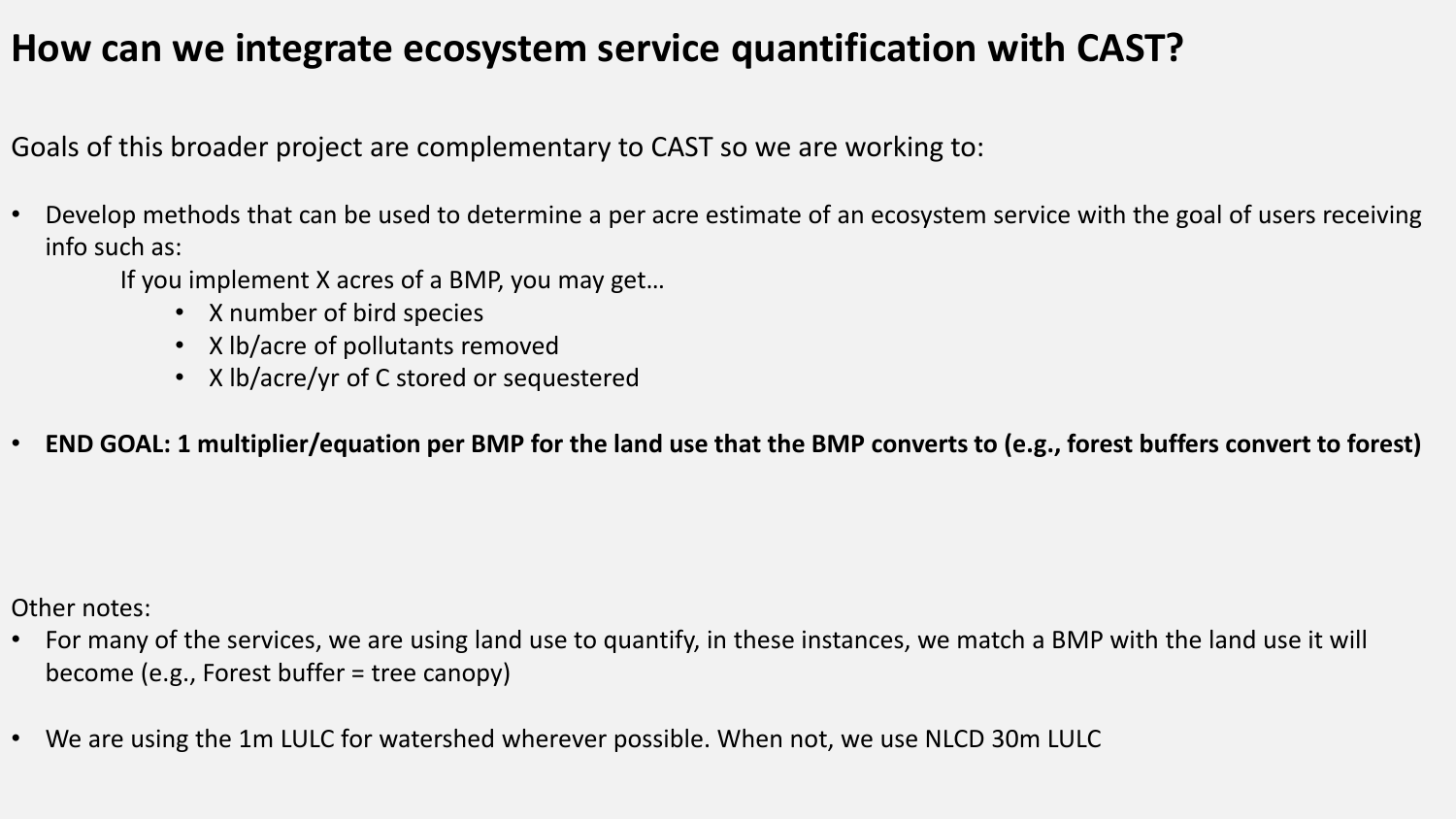# How can we integrate ecosystem service quantification with CAST?

Goals of this broader project are complementary to CAST so we are working to:

- Develop methods that can be used to determine a per acre estimate of an ecosystem service with the goal of users receiving info such as:

  If you implement X acres of a BMP, you may get…
    - X number of bird species
    - X lb/acre of pollutants removed
    - X lb/acre/yr of C stored or sequestered

- **END GOAL: 1 multiplier/equation per BMP for the land use that the BMP converts to (e.g., forest buffers convert to forest)**

Other notes:

- For many of the services, we are using land use to quantify, in these instances, we match a BMP with the land use it will become (e.g., Forest buffer = tree canopy)
- We are using the 1m LULC for watershed wherever possible. When not, we use NLCD 30m LULC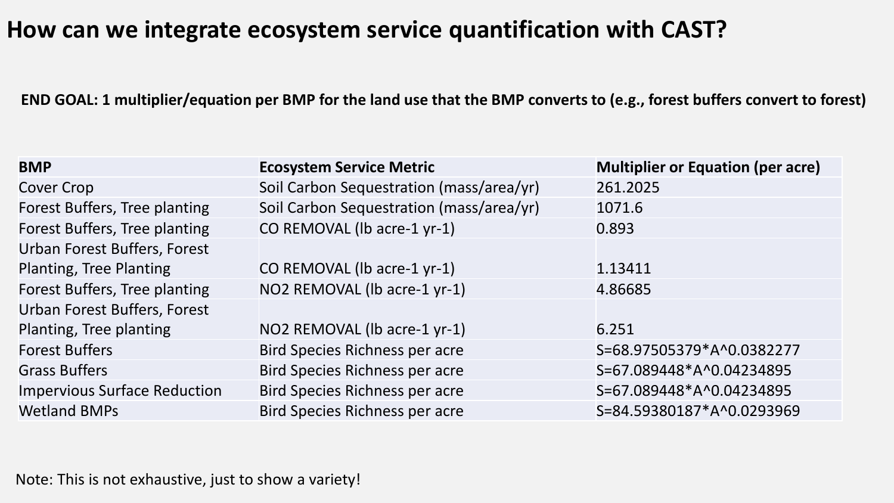# How can we integrate ecosystem service quantification with CAST?

**END GOAL: 1 multiplier/equation per BMP for the land use that the BMP converts to (e.g., forest buffers convert to forest)**

| BMP | Ecosystem Service Metric | Multiplier or Equation (per acre) |
|---|---|---|
| Cover Crop | Soil Carbon Sequestration (mass/area/yr) | 261.2025 |
| Forest Buffers, Tree planting | Soil Carbon Sequestration (mass/area/yr) | 1071.6 |
| Forest Buffers, Tree planting | CO REMOVAL (lb acre-1 yr-1) | 0.893 |
| Urban Forest Buffers, Forest Planting, Tree Planting | CO REMOVAL (lb acre-1 yr-1) | 1.13411 |
| Forest Buffers, Tree planting | NO2 REMOVAL (lb acre-1 yr-1) | 4.86685 |
| Urban Forest Buffers, Forest Planting, Tree planting | NO2 REMOVAL (lb acre-1 yr-1) | 6.251 |
| Forest Buffers | Bird Species Richness per acre | $S=68.97505379*A^{0.0382277}$ |
| Grass Buffers | Bird Species Richness per acre | $S=67.089448*A^{0.04234895}$ |
| Impervious Surface Reduction | Bird Species Richness per acre | $S=67.089448*A^{0.04234895}$ |
| Wetland BMPs | Bird Species Richness per acre | $S=84.59380187*A^{0.0293969}$ |

Note: This is not exhaustive, just to show a variety!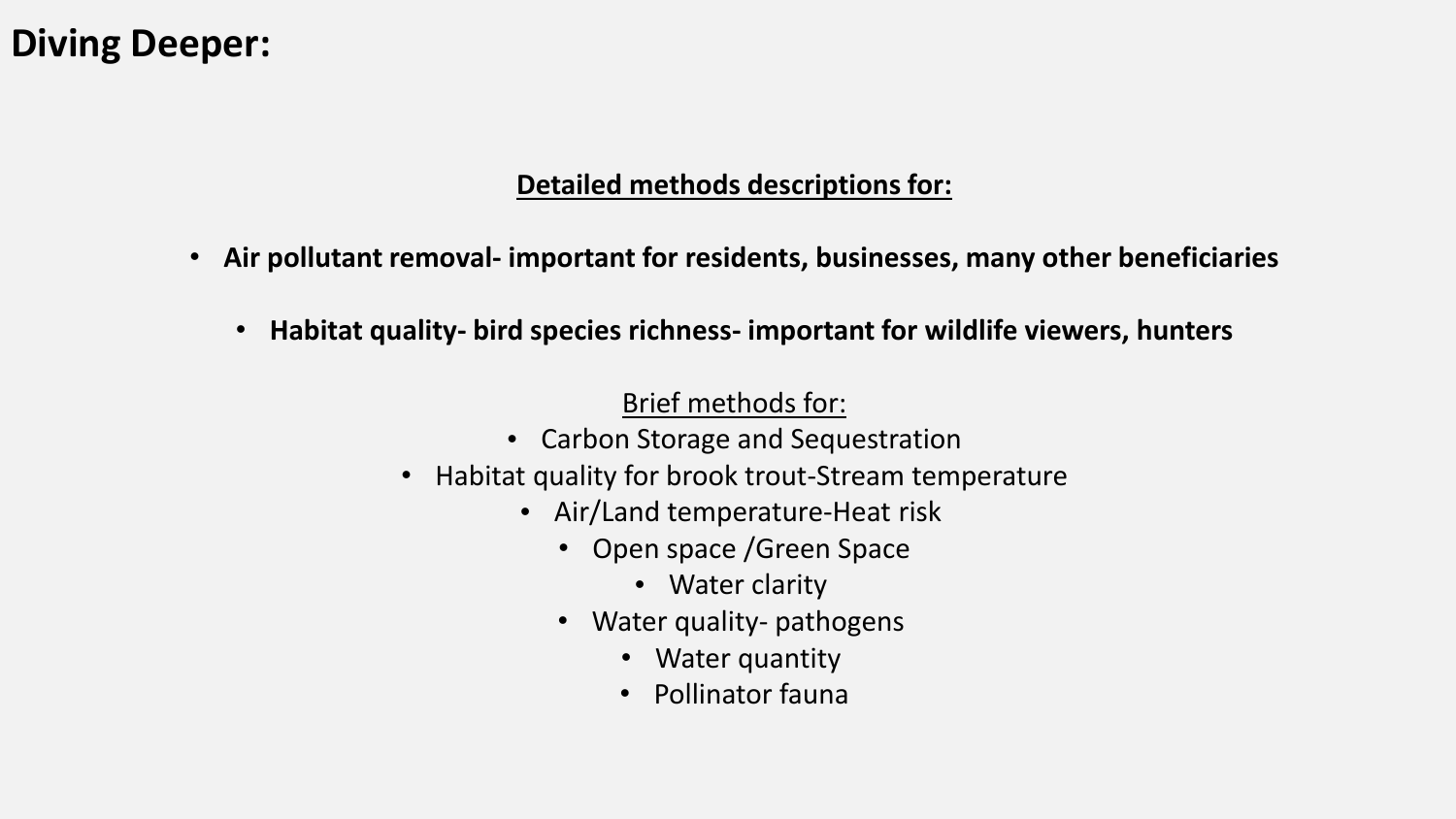# Diving Deeper:

**Detailed methods descriptions for:**

- **Air pollutant removal- important for residents, businesses, many other beneficiaries**
- **Habitat quality- bird species richness- important for wildlife viewers, hunters**

Brief methods for:

- Carbon Storage and Sequestration
- Habitat quality for brook trout-Stream temperature
- Air/Land temperature-Heat risk
- Open space /Green Space
- Water clarity
- Water quality- pathogens
- Water quantity
- Pollinator fauna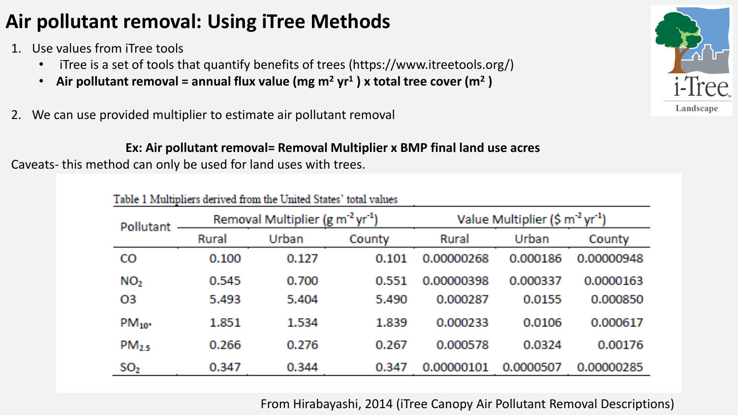# Air pollutant removal: Using iTree Methods

1. Use values from iTree tools
   - iTree is a set of tools that quantify benefits of trees (https://www.itreetools.org/)
   - **Air pollutant removal = annual flux value (mg $m^2$ $yr^1$ ) x total tree cover ($m^2$ )**

2. We can use provided multiplier to estimate air pollutant removal

**Ex: Air pollutant removal= Removal Multiplier x BMP final land use acres**

Caveats- this method can only be used for land uses with trees.

Table 1 Multipliers derived from the United States' total values

| Pollutant | Removal Multiplier ($g\ m^{-2}\ yr^{-1}$) | | | Value Multiplier ($\$\ m^{-2}\ yr^{-1}$) | | |
|---|---|---|---|---|---|---|
| | Rural | Urban | County | Rural | Urban | County |
| CO | 0.100 | 0.127 | 0.101 | 0.00000268 | 0.000186 | 0.00000948 |
| $NO_2$ | 0.545 | 0.700 | 0.551 | 0.00000398 | 0.000337 | 0.0000163 |
| O3 | 5.493 | 5.404 | 5.490 | 0.000287 | 0.0155 | 0.000850 |
| $PM_{10^*}$ | 1.851 | 1.534 | 1.839 | 0.000233 | 0.0106 | 0.000617 |
| $PM_{2.5}$ | 0.266 | 0.276 | 0.267 | 0.000578 | 0.0324 | 0.00176 |
| $SO_2$ | 0.347 | 0.344 | 0.347 | 0.00000101 | 0.0000507 | 0.00000285 |

From Hirabayashi, 2014 (iTree Canopy Air Pollutant Removal Descriptions)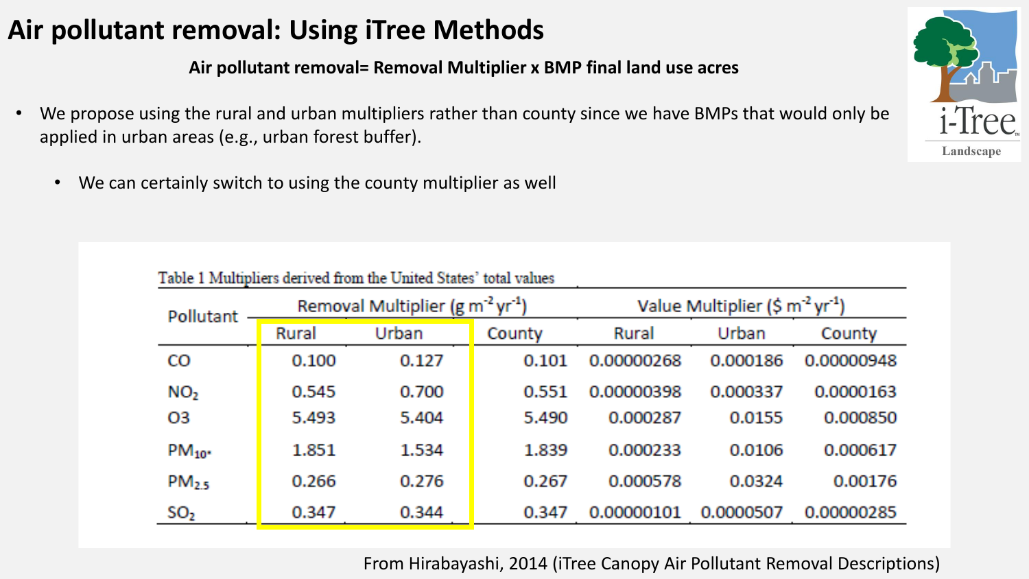# Air pollutant removal: Using iTree Methods

**Air pollutant removal= Removal Multiplier x BMP final land use acres**

- We propose using the rural and urban multipliers rather than county since we have BMPs that would only be applied in urban areas (e.g., urban forest buffer).
  - We can certainly switch to using the county multiplier as well

Table 1 Multipliers derived from the United States' total values

| Pollutant | Removal Multiplier ($g\ m^{-2}\ yr^{-1}$) | | | Value Multiplier ($\$\ m^{-2}\ yr^{-1}$) | | |
|---|---|---|---|---|---|---|
| | Rural | Urban | County | Rural | Urban | County |
| CO | 0.100 | 0.127 | 0.101 | 0.00000268 | 0.000186 | 0.00000948 |
| $NO_2$ | 0.545 | 0.700 | 0.551 | 0.00000398 | 0.000337 | 0.0000163 |
| O3 | 5.493 | 5.404 | 5.490 | 0.000287 | 0.0155 | 0.000850 |
| $PM_{10*}$ | 1.851 | 1.534 | 1.839 | 0.000233 | 0.0106 | 0.000617 |
| $PM_{2.5}$ | 0.266 | 0.276 | 0.267 | 0.000578 | 0.0324 | 0.00176 |
| $SO_2$ | 0.347 | 0.344 | 0.347 | 0.00000101 | 0.0000507 | 0.00000285 |

From Hirabayashi, 2014 (iTree Canopy Air Pollutant Removal Descriptions)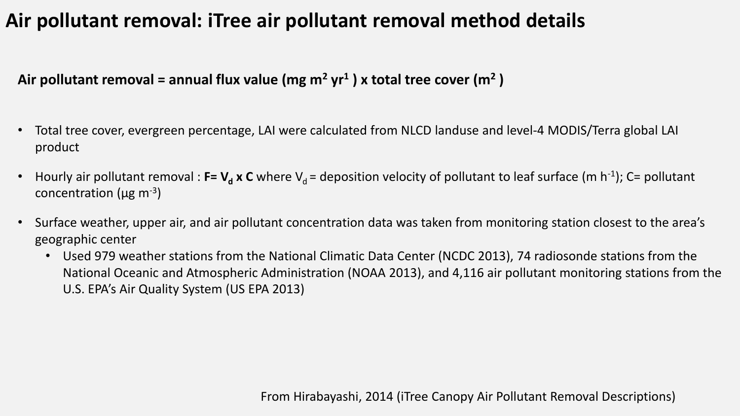# Air pollutant removal: iTree air pollutant removal method details

**Air pollutant removal = annual flux value (mg $m^2$ $yr^1$ ) x total tree cover ($m^2$ )**

- Total tree cover, evergreen percentage, LAI were calculated from NLCD landuse and level-4 MODIS/Terra global LAI product
- Hourly air pollutant removal : $\mathbf{F = V_d \times C}$ where $V_d$ = deposition velocity of pollutant to leaf surface (m $h^{-1}$); C= pollutant concentration (µg $m^{-3}$)
- Surface weather, upper air, and air pollutant concentration data was taken from monitoring station closest to the area's geographic center
    - Used 979 weather stations from the National Climatic Data Center (NCDC 2013), 74 radiosonde stations from the National Oceanic and Atmospheric Administration (NOAA 2013), and 4,116 air pollutant monitoring stations from the U.S. EPA's Air Quality System (US EPA 2013)

From Hirabayashi, 2014 (iTree Canopy Air Pollutant Removal Descriptions)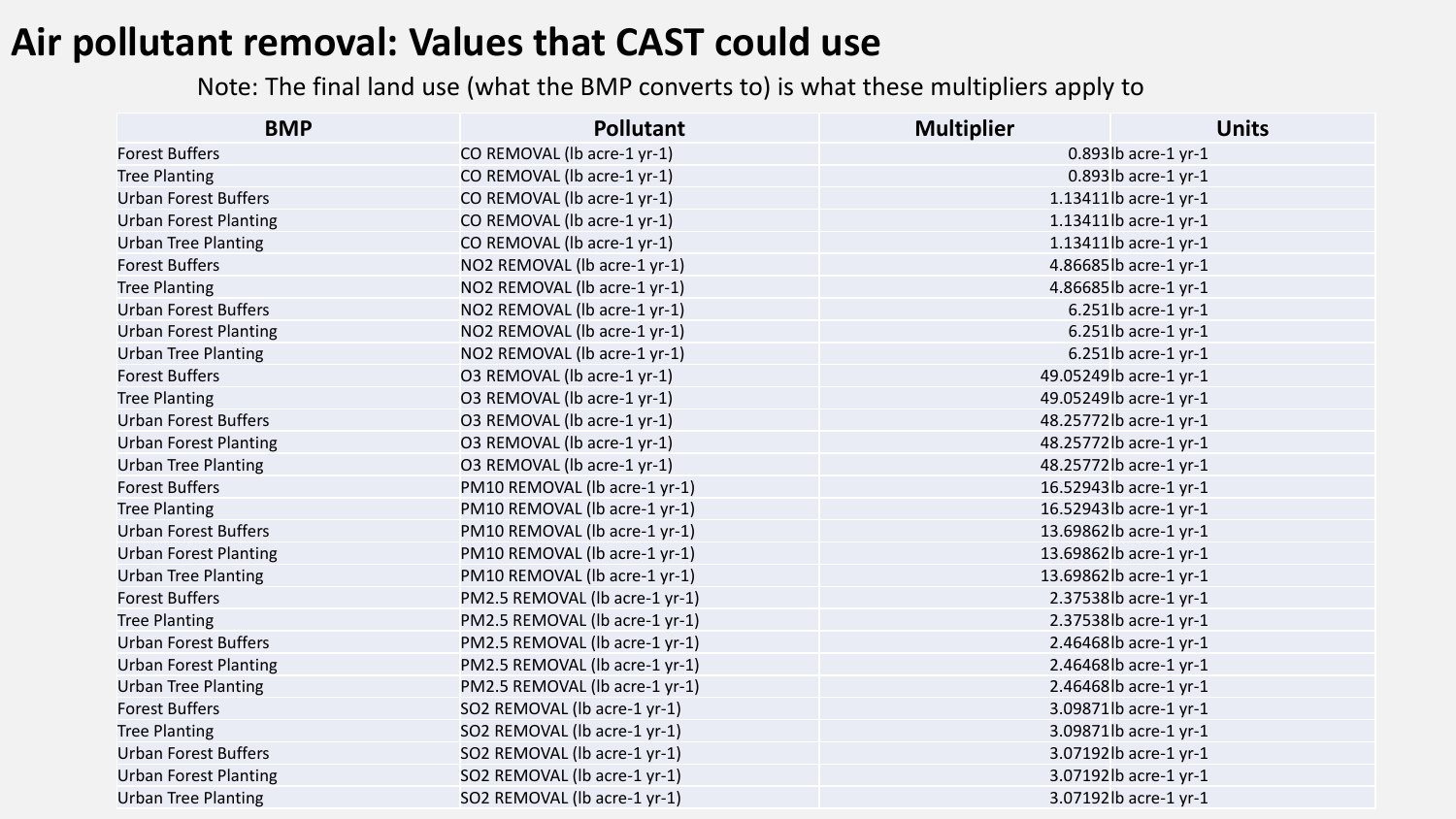# Air pollutant removal: Values that CAST could use

Note: The final land use (what the BMP converts to) is what these multipliers apply to

| BMP | Pollutant | Multiplier | Units |
|---|---|---|---|
| Forest Buffers | CO REMOVAL (lb acre-1 yr-1) | 0.893 | lb acre-1 yr-1 |
| Tree Planting | CO REMOVAL (lb acre-1 yr-1) | 0.893 | lb acre-1 yr-1 |
| Urban Forest Buffers | CO REMOVAL (lb acre-1 yr-1) | 1.13411 | lb acre-1 yr-1 |
| Urban Forest Planting | CO REMOVAL (lb acre-1 yr-1) | 1.13411 | lb acre-1 yr-1 |
| Urban Tree Planting | CO REMOVAL (lb acre-1 yr-1) | 1.13411 | lb acre-1 yr-1 |
| Forest Buffers | NO2 REMOVAL (lb acre-1 yr-1) | 4.86685 | lb acre-1 yr-1 |
| Tree Planting | NO2 REMOVAL (lb acre-1 yr-1) | 4.86685 | lb acre-1 yr-1 |
| Urban Forest Buffers | NO2 REMOVAL (lb acre-1 yr-1) | 6.251 | lb acre-1 yr-1 |
| Urban Forest Planting | NO2 REMOVAL (lb acre-1 yr-1) | 6.251 | lb acre-1 yr-1 |
| Urban Tree Planting | NO2 REMOVAL (lb acre-1 yr-1) | 6.251 | lb acre-1 yr-1 |
| Forest Buffers | O3 REMOVAL (lb acre-1 yr-1) | 49.05249 | lb acre-1 yr-1 |
| Tree Planting | O3 REMOVAL (lb acre-1 yr-1) | 49.05249 | lb acre-1 yr-1 |
| Urban Forest Buffers | O3 REMOVAL (lb acre-1 yr-1) | 48.25772 | lb acre-1 yr-1 |
| Urban Forest Planting | O3 REMOVAL (lb acre-1 yr-1) | 48.25772 | lb acre-1 yr-1 |
| Urban Tree Planting | O3 REMOVAL (lb acre-1 yr-1) | 48.25772 | lb acre-1 yr-1 |
| Forest Buffers | PM10 REMOVAL (lb acre-1 yr-1) | 16.52943 | lb acre-1 yr-1 |
| Tree Planting | PM10 REMOVAL (lb acre-1 yr-1) | 16.52943 | lb acre-1 yr-1 |
| Urban Forest Buffers | PM10 REMOVAL (lb acre-1 yr-1) | 13.69862 | lb acre-1 yr-1 |
| Urban Forest Planting | PM10 REMOVAL (lb acre-1 yr-1) | 13.69862 | lb acre-1 yr-1 |
| Urban Tree Planting | PM10 REMOVAL (lb acre-1 yr-1) | 13.69862 | lb acre-1 yr-1 |
| Forest Buffers | PM2.5 REMOVAL (lb acre-1 yr-1) | 2.37538 | lb acre-1 yr-1 |
| Tree Planting | PM2.5 REMOVAL (lb acre-1 yr-1) | 2.37538 | lb acre-1 yr-1 |
| Urban Forest Buffers | PM2.5 REMOVAL (lb acre-1 yr-1) | 2.46468 | lb acre-1 yr-1 |
| Urban Forest Planting | PM2.5 REMOVAL (lb acre-1 yr-1) | 2.46468 | lb acre-1 yr-1 |
| Urban Tree Planting | PM2.5 REMOVAL (lb acre-1 yr-1) | 2.46468 | lb acre-1 yr-1 |
| Forest Buffers | SO2 REMOVAL (lb acre-1 yr-1) | 3.09871 | lb acre-1 yr-1 |
| Tree Planting | SO2 REMOVAL (lb acre-1 yr-1) | 3.09871 | lb acre-1 yr-1 |
| Urban Forest Buffers | SO2 REMOVAL (lb acre-1 yr-1) | 3.07192 | lb acre-1 yr-1 |
| Urban Forest Planting | SO2 REMOVAL (lb acre-1 yr-1) | 3.07192 | lb acre-1 yr-1 |
| Urban Tree Planting | SO2 REMOVAL (lb acre-1 yr-1) | 3.07192 | lb acre-1 yr-1 |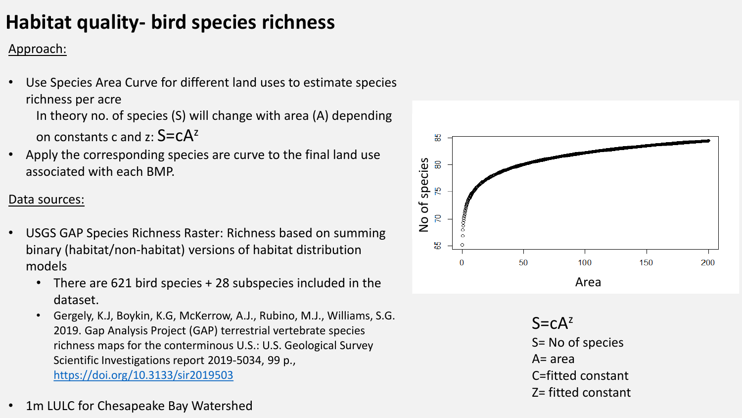# Habitat quality- bird species richness

Approach:

- Use Species Area Curve for different land uses to estimate species richness per acre
  In theory no. of species (S) will change with area (A) depending on constants c and z: $S=cA^z$
- Apply the corresponding species are curve to the final land use associated with each BMP.

Data sources:

- USGS GAP Species Richness Raster: Richness based on summing binary (habitat/non-habitat) versions of habitat distribution models
  - There are 621 bird species + 28 subspecies included in the dataset.
  - Gergely, K.J, Boykin, K.G, McKerrow, A.J., Rubino, M.J., Williams, S.G. 2019. Gap Analysis Project (GAP) terrestrial vertebrate species richness maps for the conterminous U.S.: U.S. Geological Survey Scientific Investigations report 2019-5034, 99 p., https://doi.org/10.3133/sir2019503
- 1m LULC for Chesapeake Bay Watershed

$S=cA^z$

S= No of species

A= area

C=fitted constant

Z= fitted constant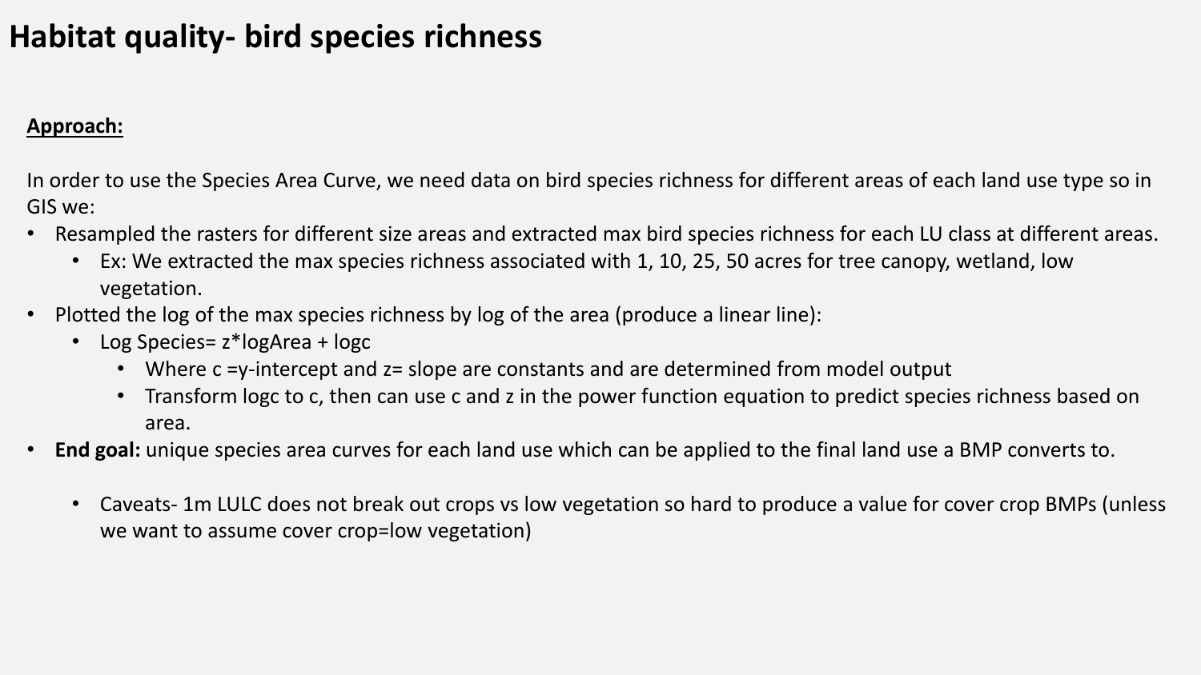# Habitat quality- bird species richness

**Approach:**

In order to use the Species Area Curve, we need data on bird species richness for different areas of each land use type so in GIS we:

- Resampled the rasters for different size areas and extracted max bird species richness for each LU class at different areas.
  - Ex: We extracted the max species richness associated with 1, 10, 25, 50 acres for tree canopy, wetland, low vegetation.
- Plotted the log of the max species richness by log of the area (produce a linear line):
  - Log Species= $z$*logArea + log$c$
    - Where $c$ =y-intercept and $z$= slope are constants and are determined from model output
    - Transform log$c$ to $c$, then can use $c$ and $z$ in the power function equation to predict species richness based on area.
- **End goal:** unique species area curves for each land use which can be applied to the final land use a BMP converts to.

  - Caveats- 1m LULC does not break out crops vs low vegetation so hard to produce a value for cover crop BMPs (unless we want to assume cover crop=low vegetation)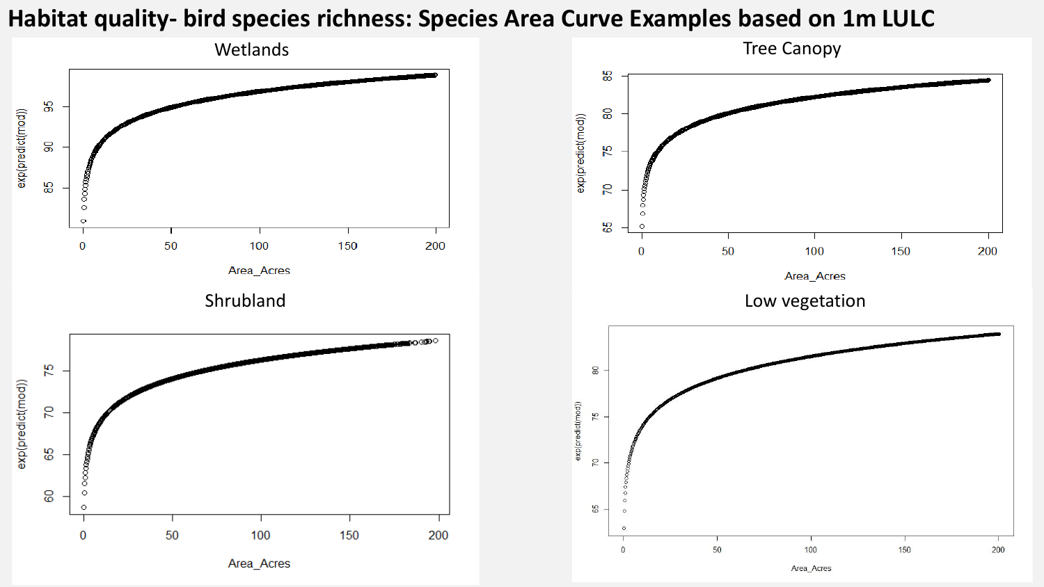# Habitat quality- bird species richness: Species Area Curve Examples based on 1m LULC

## Wetlands

exp(predict(mod))

Area_Acres

## Tree Canopy

exp(predict(mod))

Area_Acres

## Shrubland

exp(predict(mod))

Area_Acres

## Low vegetation

exp(predict(mod))

Area_Acres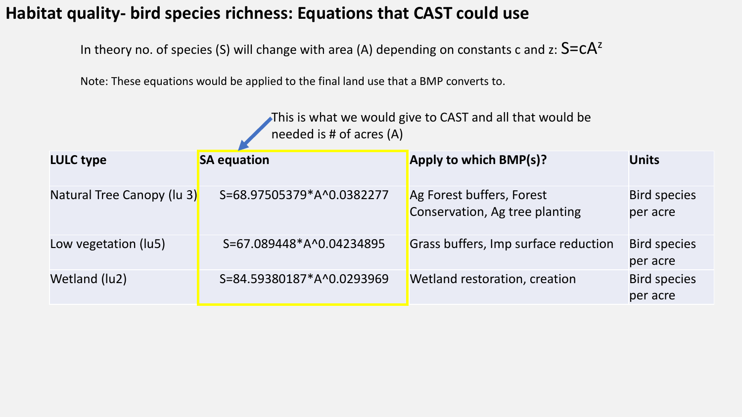# Habitat quality- bird species richness: Equations that CAST could use

In theory no. of species (S) will change with area (A) depending on constants c and z: $S=cA^z$

Note: These equations would be applied to the final land use that a BMP converts to.

This is what we would give to CAST and all that would be needed is # of acres (A)

| LULC type | SA equation | Apply to which BMP(s)? | Units |
|---|---|---|---|
| Natural Tree Canopy (lu 3) | $S=68.97505379*A^{0.0382277}$ | Ag Forest buffers, Forest Conservation, Ag tree planting | Bird species per acre |
| Low vegetation (lu5) | $S=67.089448*A^{0.04234895}$ | Grass buffers, Imp surface reduction | Bird species per acre |
| Wetland (lu2) | $S=84.59380187*A^{0.0293969}$ | Wetland restoration, creation | Bird species per acre |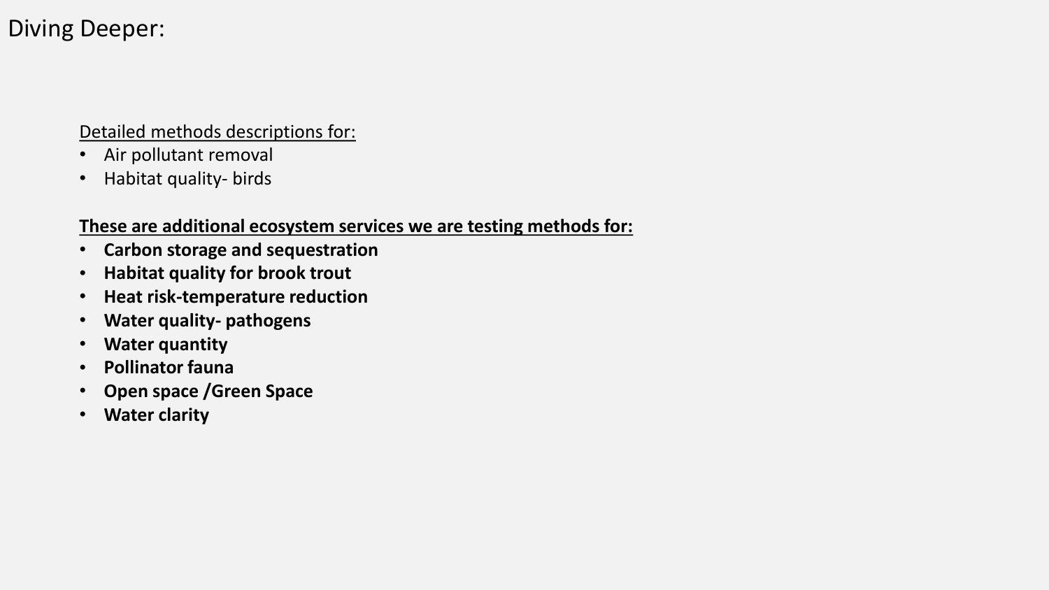# Diving Deeper:

Detailed methods descriptions for:

- Air pollutant removal
- Habitat quality- birds

**These are additional ecosystem services we are testing methods for:**

- **Carbon storage and sequestration**
- **Habitat quality for brook trout**
- **Heat risk-temperature reduction**
- **Water quality- pathogens**
- **Water quantity**
- **Pollinator fauna**
- **Open space /Green Space**
- **Water clarity**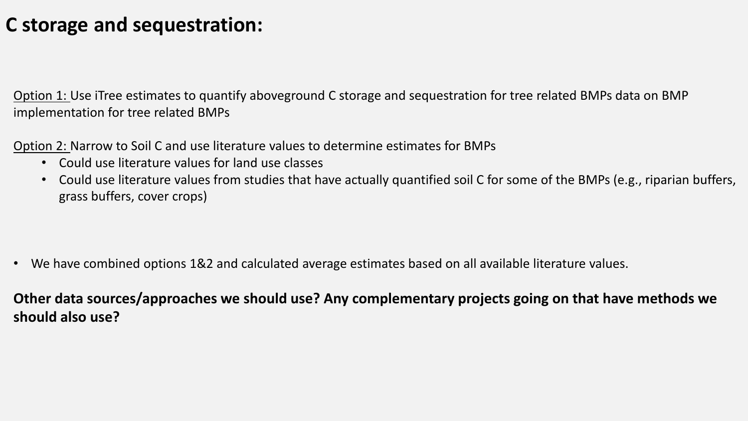# C storage and sequestration:

Option 1: Use iTree estimates to quantify aboveground C storage and sequestration for tree related BMPs data on BMP implementation for tree related BMPs

Option 2: Narrow to Soil C and use literature values to determine estimates for BMPs

- Could use literature values for land use classes
- Could use literature values from studies that have actually quantified soil C for some of the BMPs (e.g., riparian buffers, grass buffers, cover crops)

- We have combined options 1&2 and calculated average estimates based on all available literature values.

**Other data sources/approaches we should use? Any complementary projects going on that have methods we should also use?**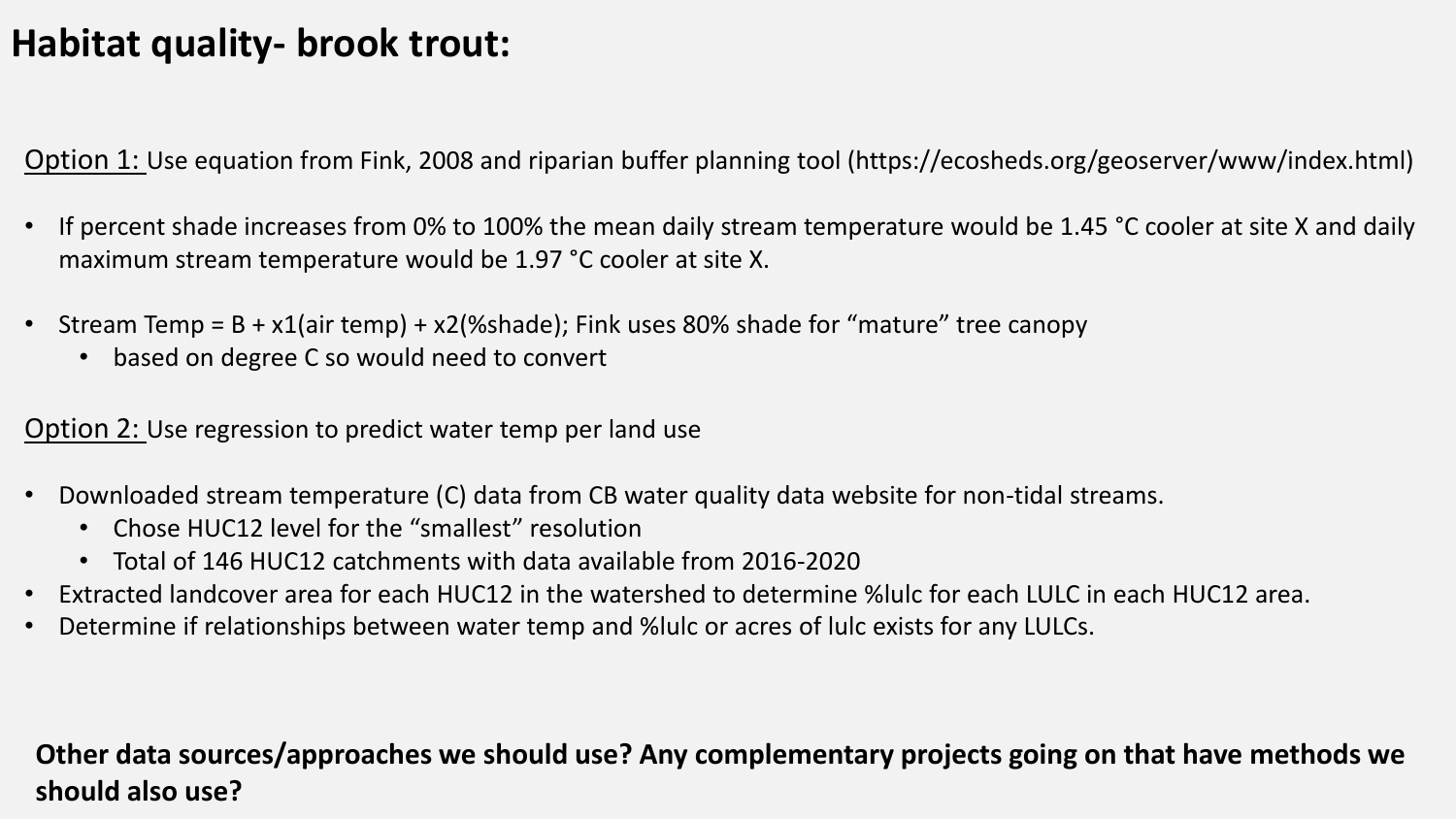# Habitat quality- brook trout:

<u>Option 1:</u> Use equation from Fink, 2008 and riparian buffer planning tool (https://ecosheds.org/geoserver/www/index.html)

- If percent shade increases from 0% to 100% the mean daily stream temperature would be 1.45 °C cooler at site X and daily maximum stream temperature would be 1.97 °C cooler at site X.
- Stream Temp = B + x1(air temp) + x2(%shade); Fink uses 80% shade for "mature" tree canopy
  - based on degree C so would need to convert

<u>Option 2:</u> Use regression to predict water temp per land use

- Downloaded stream temperature (C) data from CB water quality data website for non-tidal streams.
  - Chose HUC12 level for the "smallest" resolution
  - Total of 146 HUC12 catchments with data available from 2016-2020
- Extracted landcover area for each HUC12 in the watershed to determine %lulc for each LULC in each HUC12 area.
- Determine if relationships between water temp and %lulc or acres of lulc exists for any LULCs.

**Other data sources/approaches we should use? Any complementary projects going on that have methods we should also use?**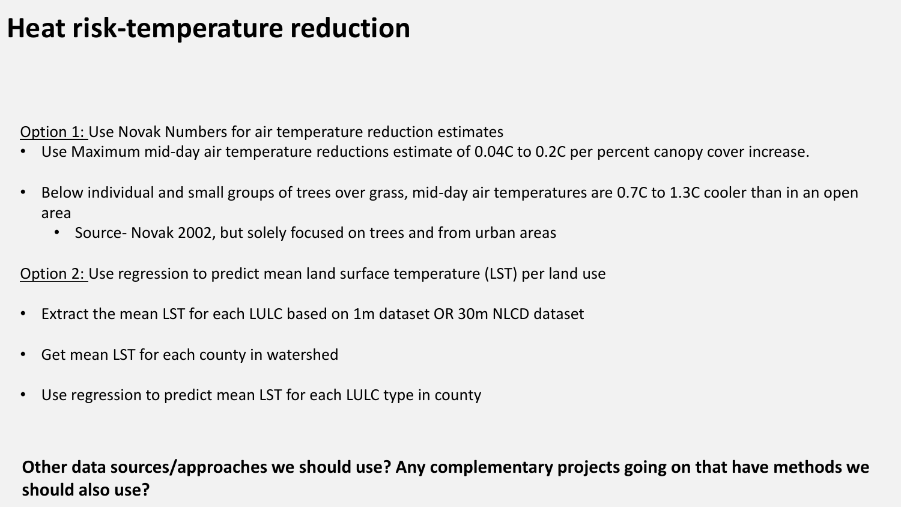# Heat risk-temperature reduction

Option 1: Use Novak Numbers for air temperature reduction estimates

- Use Maximum mid-day air temperature reductions estimate of 0.04C to 0.2C per percent canopy cover increase.
- Below individual and small groups of trees over grass, mid-day air temperatures are 0.7C to 1.3C cooler than in an open area
  - Source- Novak 2002, but solely focused on trees and from urban areas

Option 2: Use regression to predict mean land surface temperature (LST) per land use

- Extract the mean LST for each LULC based on 1m dataset OR 30m NLCD dataset
- Get mean LST for each county in watershed
- Use regression to predict mean LST for each LULC type in county

**Other data sources/approaches we should use? Any complementary projects going on that have methods we should also use?**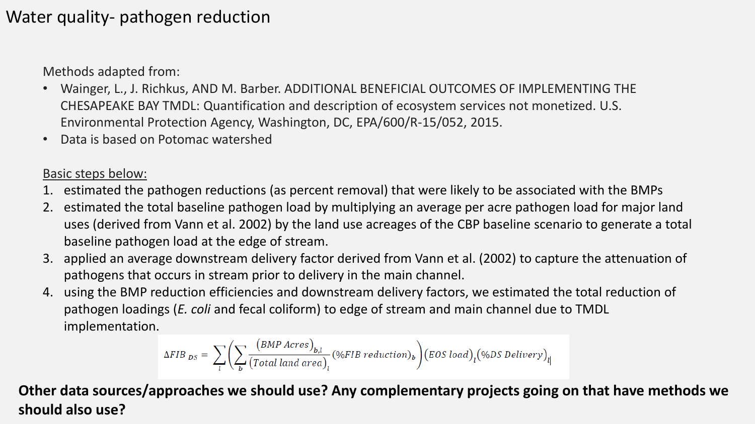# Water quality- pathogen reduction

Methods adapted from:

- Wainger, L., J. Richkus, AND M. Barber. ADDITIONAL BENEFICIAL OUTCOMES OF IMPLEMENTING THE CHESAPEAKE BAY TMDL: Quantification and description of ecosystem services not monetized. U.S. Environmental Protection Agency, Washington, DC, EPA/600/R-15/052, 2015.
- Data is based on Potomac watershed

Basic steps below:

1. estimated the pathogen reductions (as percent removal) that were likely to be associated with the BMPs
2. estimated the total baseline pathogen load by multiplying an average per acre pathogen load for major land uses (derived from Vann et al. 2002) by the land use acreages of the CBP baseline scenario to generate a total baseline pathogen load at the edge of stream.
3. applied an average downstream delivery factor derived from Vann et al. (2002) to capture the attenuation of pathogens that occurs in stream prior to delivery in the main channel.
4. using the BMP reduction efficiencies and downstream delivery factors, we estimated the total reduction of pathogen loadings (*E. coli* and fecal coliform) to edge of stream and main channel due to TMDL implementation.

$$\Delta FIB_{DS} = \sum_{l}\left(\sum_{b}\frac{(BMP\ Acres)_{b,l}}{(Total\ land\ area)_{l}}(\%FIB\ reduction)_{b}\right)(EOS\ load)_{l}(\%DS\ Delivery)_{l}$$

**Other data sources/approaches we should use? Any complementary projects going on that have methods we should also use?**